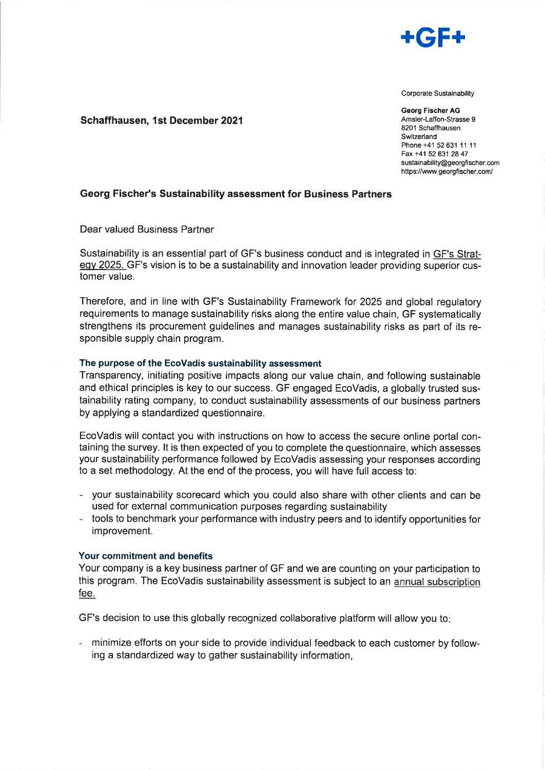+GF+

Corporate Sustainability

**Georg Fischer AG**
Amsler-Laffon-Strasse 9
8201 Schaffhausen
Switzerland
Phone +41 52 631 11 11
Fax +41 52 631 28 47
sustainability@georgfischer.com
https://www.georgfischer.com/

**Schaffhausen, 1st December 2021**

## Georg Fischer's Sustainability assessment for Business Partners

Dear valued Business Partner

Sustainability is an essential part of GF's business conduct and is integrated in GF's Strategy 2025. GF's vision is to be a sustainability and innovation leader providing superior customer value.

Therefore, and in line with GF's Sustainability Framework for 2025 and global regulatory requirements to manage sustainability risks along the entire value chain, GF systematically strengthens its procurement guidelines and manages sustainability risks as part of its responsible supply chain program.

### The purpose of the EcoVadis sustainability assessment

Transparency, initiating positive impacts along our value chain, and following sustainable and ethical principles is key to our success. GF engaged EcoVadis, a globally trusted sustainability rating company, to conduct sustainability assessments of our business partners by applying a standardized questionnaire.

EcoVadis will contact you with instructions on how to access the secure online portal containing the survey. It is then expected of you to complete the questionnaire, which assesses your sustainability performance followed by EcoVadis assessing your responses according to a set methodology. At the end of the process, you will have full access to:

- your sustainability scorecard which you could also share with other clients and can be used for external communication purposes regarding sustainability
- tools to benchmark your performance with industry peers and to identify opportunities for improvement.

### Your commitment and benefits

Your company is a key business partner of GF and we are counting on your participation to this program. The EcoVadis sustainability assessment is subject to an annual subscription fee.

GF's decision to use this globally recognized collaborative platform will allow you to:

- minimize efforts on your side to provide individual feedback to each customer by following a standardized way to gather sustainability information,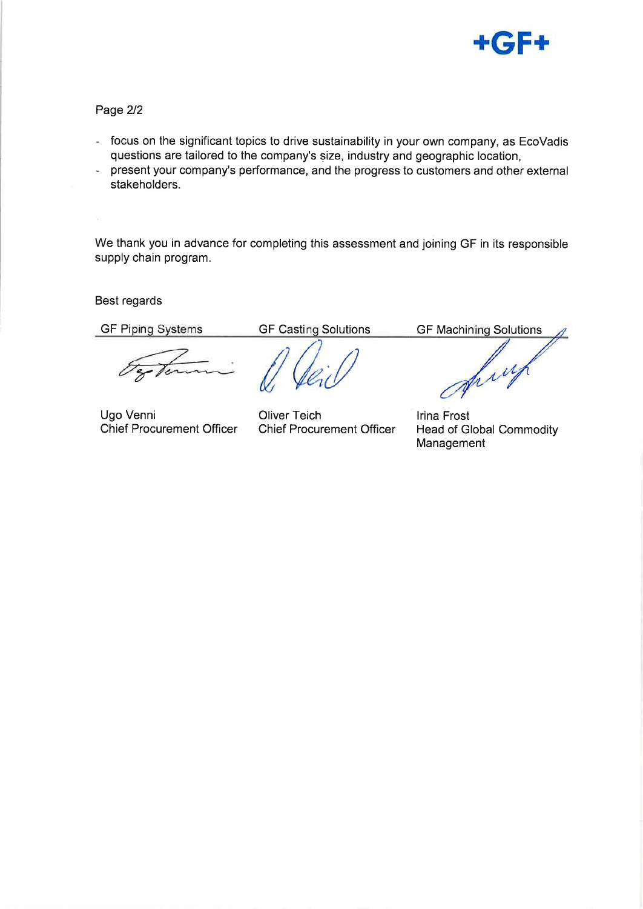- focus on the significant topics to drive sustainability in your own company, as EcoVadis questions are tailored to the company's size, industry and geographic location,
- present your company's performance, and the progress to customers and other external stakeholders.

We thank you in advance for completing this assessment and joining GF in its responsible supply chain program.

Best regards

| GF Piping Systems | GF Casting Solutions | GF Machining Solutions |
| --- | --- | --- |
| Ugo Venni<br>Chief Procurement Officer | Oliver Teich<br>Chief Procurement Officer | Irina Frost<br>Head of Global Commodity Management |